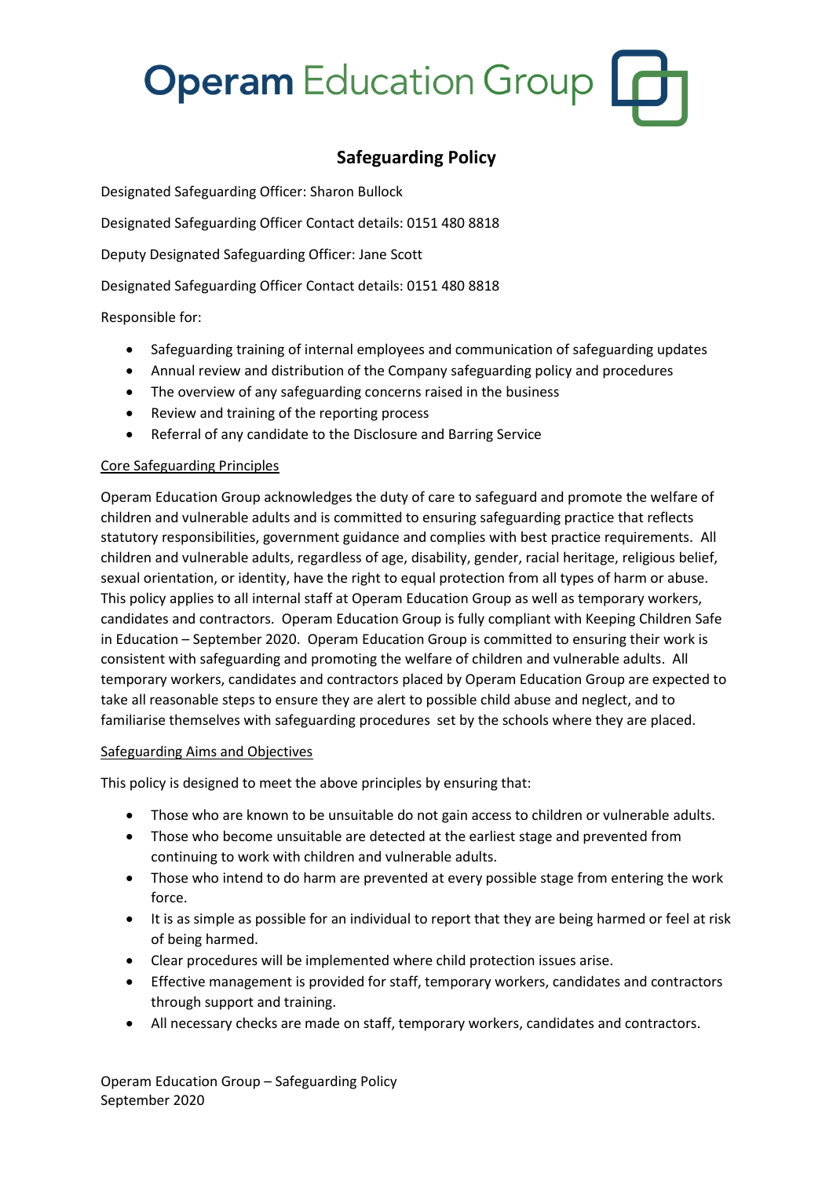# Operam Education Group

## Safeguarding Policy

Designated Safeguarding Officer: Sharon Bullock

Designated Safeguarding Officer Contact details: 0151 480 8818

Deputy Designated Safeguarding Officer: Jane Scott

Designated Safeguarding Officer Contact details: 0151 480 8818

Responsible for:

- Safeguarding training of internal employees and communication of safeguarding updates
- Annual review and distribution of the Company safeguarding policy and procedures
- The overview of any safeguarding concerns raised in the business
- Review and training of the reporting process
- Referral of any candidate to the Disclosure and Barring Service

### Core Safeguarding Principles

Operam Education Group acknowledges the duty of care to safeguard and promote the welfare of children and vulnerable adults and is committed to ensuring safeguarding practice that reflects statutory responsibilities, government guidance and complies with best practice requirements. All children and vulnerable adults, regardless of age, disability, gender, racial heritage, religious belief, sexual orientation, or identity, have the right to equal protection from all types of harm or abuse. This policy applies to all internal staff at Operam Education Group as well as temporary workers, candidates and contractors. Operam Education Group is fully compliant with Keeping Children Safe in Education – September 2020. Operam Education Group is committed to ensuring their work is consistent with safeguarding and promoting the welfare of children and vulnerable adults. All temporary workers, candidates and contractors placed by Operam Education Group are expected to take all reasonable steps to ensure they are alert to possible child abuse and neglect, and to familiarise themselves with safeguarding procedures set by the schools where they are placed.

### Safeguarding Aims and Objectives

This policy is designed to meet the above principles by ensuring that:

- Those who are known to be unsuitable do not gain access to children or vulnerable adults.
- Those who become unsuitable are detected at the earliest stage and prevented from continuing to work with children and vulnerable adults.
- Those who intend to do harm are prevented at every possible stage from entering the work force.
- It is as simple as possible for an individual to report that they are being harmed or feel at risk of being harmed.
- Clear procedures will be implemented where child protection issues arise.
- Effective management is provided for staff, temporary workers, candidates and contractors through support and training.
- All necessary checks are made on staff, temporary workers, candidates and contractors.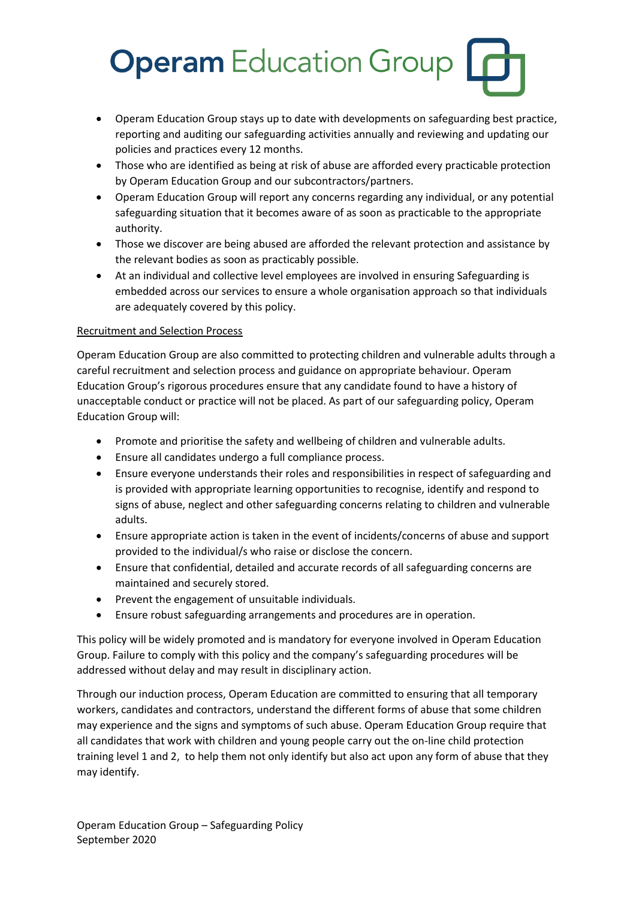- Operam Education Group stays up to date with developments on safeguarding best practice, reporting and auditing our safeguarding activities annually and reviewing and updating our policies and practices every 12 months.
- Those who are identified as being at risk of abuse are afforded every practicable protection by Operam Education Group and our subcontractors/partners.
- Operam Education Group will report any concerns regarding any individual, or any potential safeguarding situation that it becomes aware of as soon as practicable to the appropriate authority.
- Those we discover are being abused are afforded the relevant protection and assistance by the relevant bodies as soon as practicably possible.
- At an individual and collective level employees are involved in ensuring Safeguarding is embedded across our services to ensure a whole organisation approach so that individuals are adequately covered by this policy.

<u>Recruitment and Selection Process</u>

Operam Education Group are also committed to protecting children and vulnerable adults through a careful recruitment and selection process and guidance on appropriate behaviour. Operam Education Group's rigorous procedures ensure that any candidate found to have a history of unacceptable conduct or practice will not be placed. As part of our safeguarding policy, Operam Education Group will:

- Promote and prioritise the safety and wellbeing of children and vulnerable adults.
- Ensure all candidates undergo a full compliance process.
- Ensure everyone understands their roles and responsibilities in respect of safeguarding and is provided with appropriate learning opportunities to recognise, identify and respond to signs of abuse, neglect and other safeguarding concerns relating to children and vulnerable adults.
- Ensure appropriate action is taken in the event of incidents/concerns of abuse and support provided to the individual/s who raise or disclose the concern.
- Ensure that confidential, detailed and accurate records of all safeguarding concerns are maintained and securely stored.
- Prevent the engagement of unsuitable individuals.
- Ensure robust safeguarding arrangements and procedures are in operation.

This policy will be widely promoted and is mandatory for everyone involved in Operam Education Group. Failure to comply with this policy and the company's safeguarding procedures will be addressed without delay and may result in disciplinary action.

Through our induction process, Operam Education are committed to ensuring that all temporary workers, candidates and contractors, understand the different forms of abuse that some children may experience and the signs and symptoms of such abuse. Operam Education Group require that all candidates that work with children and young people carry out the on-line child protection training level 1 and 2, to help them not only identify but also act upon any form of abuse that they may identify.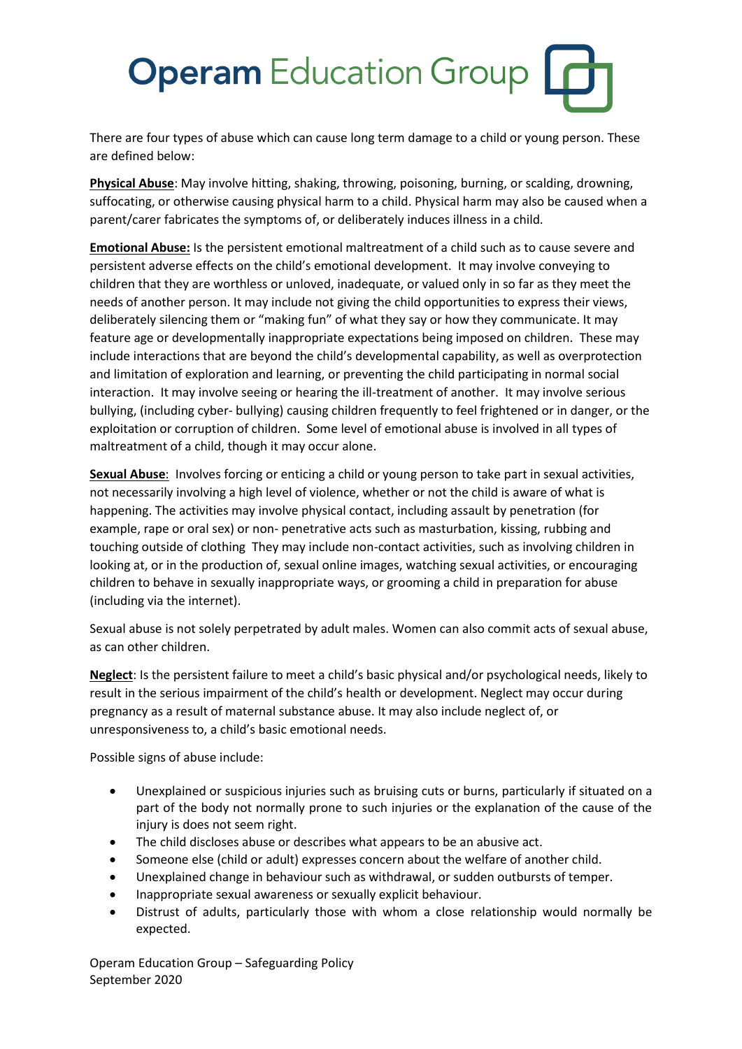There are four types of abuse which can cause long term damage to a child or young person. These are defined below:

**Physical Abuse**: May involve hitting, shaking, throwing, poisoning, burning, or scalding, drowning, suffocating, or otherwise causing physical harm to a child. Physical harm may also be caused when a parent/carer fabricates the symptoms of, or deliberately induces illness in a child.

**Emotional Abuse:** Is the persistent emotional maltreatment of a child such as to cause severe and persistent adverse effects on the child's emotional development. It may involve conveying to children that they are worthless or unloved, inadequate, or valued only in so far as they meet the needs of another person. It may include not giving the child opportunities to express their views, deliberately silencing them or "making fun" of what they say or how they communicate. It may feature age or developmentally inappropriate expectations being imposed on children. These may include interactions that are beyond the child's developmental capability, as well as overprotection and limitation of exploration and learning, or preventing the child participating in normal social interaction. It may involve seeing or hearing the ill-treatment of another. It may involve serious bullying, (including cyber- bullying) causing children frequently to feel frightened or in danger, or the exploitation or corruption of children. Some level of emotional abuse is involved in all types of maltreatment of a child, though it may occur alone.

**Sexual Abuse**: Involves forcing or enticing a child or young person to take part in sexual activities, not necessarily involving a high level of violence, whether or not the child is aware of what is happening. The activities may involve physical contact, including assault by penetration (for example, rape or oral sex) or non- penetrative acts such as masturbation, kissing, rubbing and touching outside of clothing They may include non-contact activities, such as involving children in looking at, or in the production of, sexual online images, watching sexual activities, or encouraging children to behave in sexually inappropriate ways, or grooming a child in preparation for abuse (including via the internet).

Sexual abuse is not solely perpetrated by adult males. Women can also commit acts of sexual abuse, as can other children.

**Neglect**: Is the persistent failure to meet a child's basic physical and/or psychological needs, likely to result in the serious impairment of the child's health or development. Neglect may occur during pregnancy as a result of maternal substance abuse. It may also include neglect of, or unresponsiveness to, a child's basic emotional needs.

Possible signs of abuse include:

- Unexplained or suspicious injuries such as bruising cuts or burns, particularly if situated on a part of the body not normally prone to such injuries or the explanation of the cause of the injury is does not seem right.
- The child discloses abuse or describes what appears to be an abusive act.
- Someone else (child or adult) expresses concern about the welfare of another child.
- Unexplained change in behaviour such as withdrawal, or sudden outbursts of temper.
- Inappropriate sexual awareness or sexually explicit behaviour.
- Distrust of adults, particularly those with whom a close relationship would normally be expected.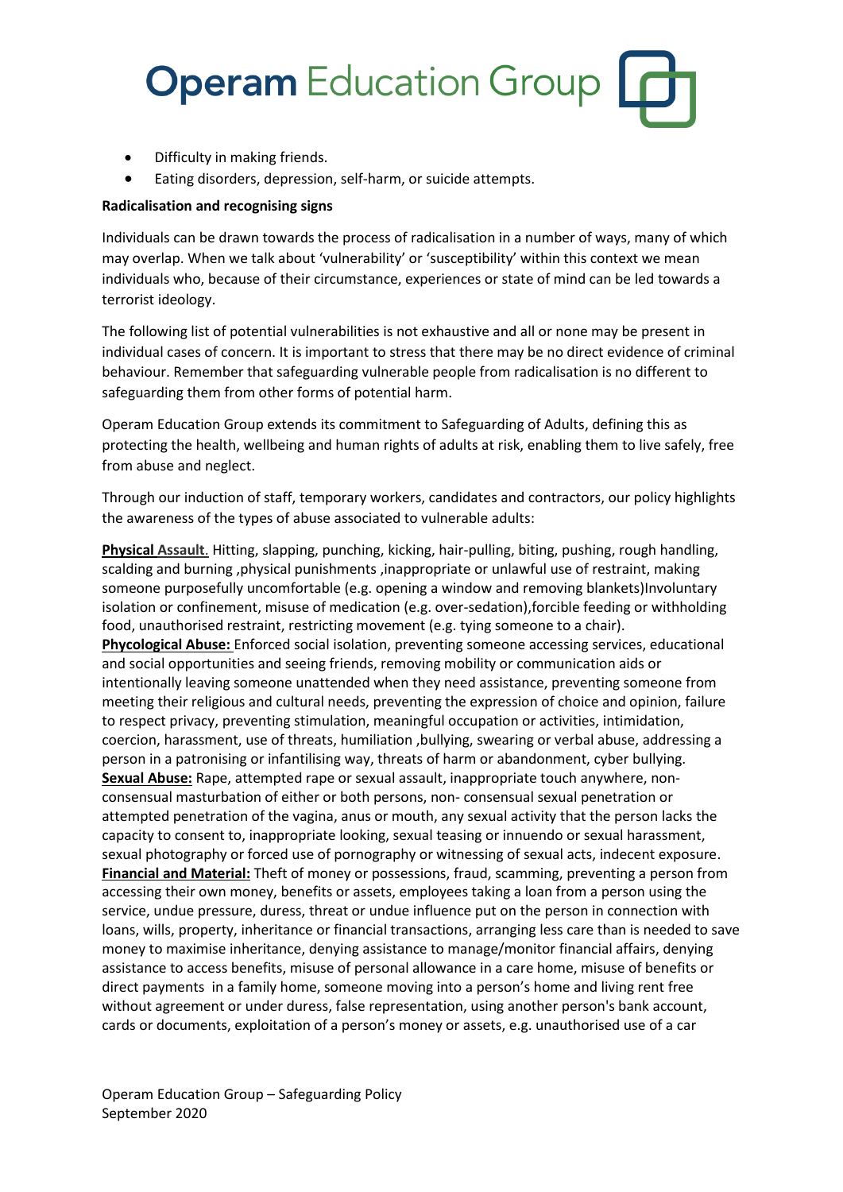- Difficulty in making friends.
- Eating disorders, depression, self-harm, or suicide attempts.

**Radicalisation and recognising signs**

Individuals can be drawn towards the process of radicalisation in a number of ways, many of which may overlap. When we talk about 'vulnerability' or 'susceptibility' within this context we mean individuals who, because of their circumstance, experiences or state of mind can be led towards a terrorist ideology.

The following list of potential vulnerabilities is not exhaustive and all or none may be present in individual cases of concern. It is important to stress that there may be no direct evidence of criminal behaviour. Remember that safeguarding vulnerable people from radicalisation is no different to safeguarding them from other forms of potential harm.

Operam Education Group extends its commitment to Safeguarding of Adults, defining this as protecting the health, wellbeing and human rights of adults at risk, enabling them to live safely, free from abuse and neglect.

Through our induction of staff, temporary workers, candidates and contractors, our policy highlights the awareness of the types of abuse associated to vulnerable adults:

**Physical Assault**. Hitting, slapping, punching, kicking, hair-pulling, biting, pushing, rough handling, scalding and burning ,physical punishments ,inappropriate or unlawful use of restraint, making someone purposefully uncomfortable (e.g. opening a window and removing blankets)Involuntary isolation or confinement, misuse of medication (e.g. over-sedation),forcible feeding or withholding food, unauthorised restraint, restricting movement (e.g. tying someone to a chair).
**Phycological Abuse:** Enforced social isolation, preventing someone accessing services, educational and social opportunities and seeing friends, removing mobility or communication aids or intentionally leaving someone unattended when they need assistance, preventing someone from meeting their religious and cultural needs, preventing the expression of choice and opinion, failure to respect privacy, preventing stimulation, meaningful occupation or activities, intimidation, coercion, harassment, use of threats, humiliation ,bullying, swearing or verbal abuse, addressing a person in a patronising or infantilising way, threats of harm or abandonment, cyber bullying.
**Sexual Abuse:** Rape, attempted rape or sexual assault, inappropriate touch anywhere, non-consensual masturbation of either or both persons, non- consensual sexual penetration or attempted penetration of the vagina, anus or mouth, any sexual activity that the person lacks the capacity to consent to, inappropriate looking, sexual teasing or innuendo or sexual harassment, sexual photography or forced use of pornography or witnessing of sexual acts, indecent exposure.
**Financial and Material:** Theft of money or possessions, fraud, scamming, preventing a person from accessing their own money, benefits or assets, employees taking a loan from a person using the service, undue pressure, duress, threat or undue influence put on the person in connection with loans, wills, property, inheritance or financial transactions, arranging less care than is needed to save money to maximise inheritance, denying assistance to manage/monitor financial affairs, denying assistance to access benefits, misuse of personal allowance in a care home, misuse of benefits or direct payments in a family home, someone moving into a person's home and living rent free without agreement or under duress, false representation, using another person's bank account, cards or documents, exploitation of a person's money or assets, e.g. unauthorised use of a car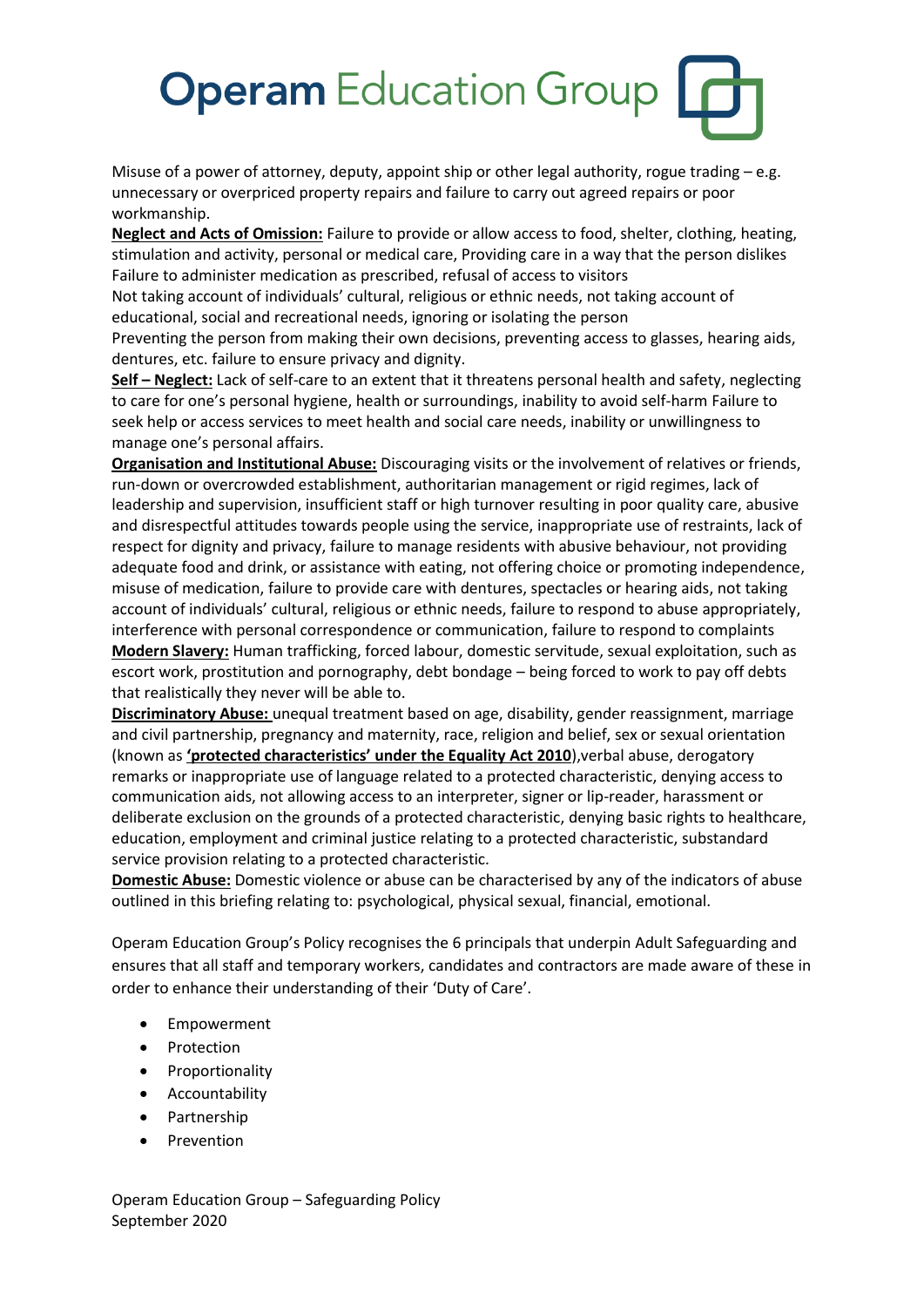Misuse of a power of attorney, deputy, appoint ship or other legal authority, rogue trading – e.g. unnecessary or overpriced property repairs and failure to carry out agreed repairs or poor workmanship.

**Neglect and Acts of Omission:** Failure to provide or allow access to food, shelter, clothing, heating, stimulation and activity, personal or medical care, Providing care in a way that the person dislikes Failure to administer medication as prescribed, refusal of access to visitors
Not taking account of individuals' cultural, religious or ethnic needs, not taking account of educational, social and recreational needs, ignoring or isolating the person
Preventing the person from making their own decisions, preventing access to glasses, hearing aids, dentures, etc. failure to ensure privacy and dignity.

**Self – Neglect:** Lack of self-care to an extent that it threatens personal health and safety, neglecting to care for one's personal hygiene, health or surroundings, inability to avoid self-harm Failure to seek help or access services to meet health and social care needs, inability or unwillingness to manage one's personal affairs.

**Organisation and Institutional Abuse:** Discouraging visits or the involvement of relatives or friends, run-down or overcrowded establishment, authoritarian management or rigid regimes, lack of leadership and supervision, insufficient staff or high turnover resulting in poor quality care, abusive and disrespectful attitudes towards people using the service, inappropriate use of restraints, lack of respect for dignity and privacy, failure to manage residents with abusive behaviour, not providing adequate food and drink, or assistance with eating, not offering choice or promoting independence, misuse of medication, failure to provide care with dentures, spectacles or hearing aids, not taking account of individuals' cultural, religious or ethnic needs, failure to respond to abuse appropriately, interference with personal correspondence or communication, failure to respond to complaints

**Modern Slavery:** Human trafficking, forced labour, domestic servitude, sexual exploitation, such as escort work, prostitution and pornography, debt bondage – being forced to work to pay off debts that realistically they never will be able to.

**Discriminatory Abuse:** unequal treatment based on age, disability, gender reassignment, marriage and civil partnership, pregnancy and maternity, race, religion and belief, sex or sexual orientation (known as **'protected characteristics' under the Equality Act 2010**),verbal abuse, derogatory remarks or inappropriate use of language related to a protected characteristic, denying access to communication aids, not allowing access to an interpreter, signer or lip-reader, harassment or deliberate exclusion on the grounds of a protected characteristic, denying basic rights to healthcare, education, employment and criminal justice relating to a protected characteristic, substandard service provision relating to a protected characteristic.

**Domestic Abuse:** Domestic violence or abuse can be characterised by any of the indicators of abuse outlined in this briefing relating to: psychological, physical sexual, financial, emotional.

Operam Education Group's Policy recognises the 6 principals that underpin Adult Safeguarding and ensures that all staff and temporary workers, candidates and contractors are made aware of these in order to enhance their understanding of their 'Duty of Care'.

- Empowerment
- Protection
- Proportionality
- Accountability
- Partnership
- Prevention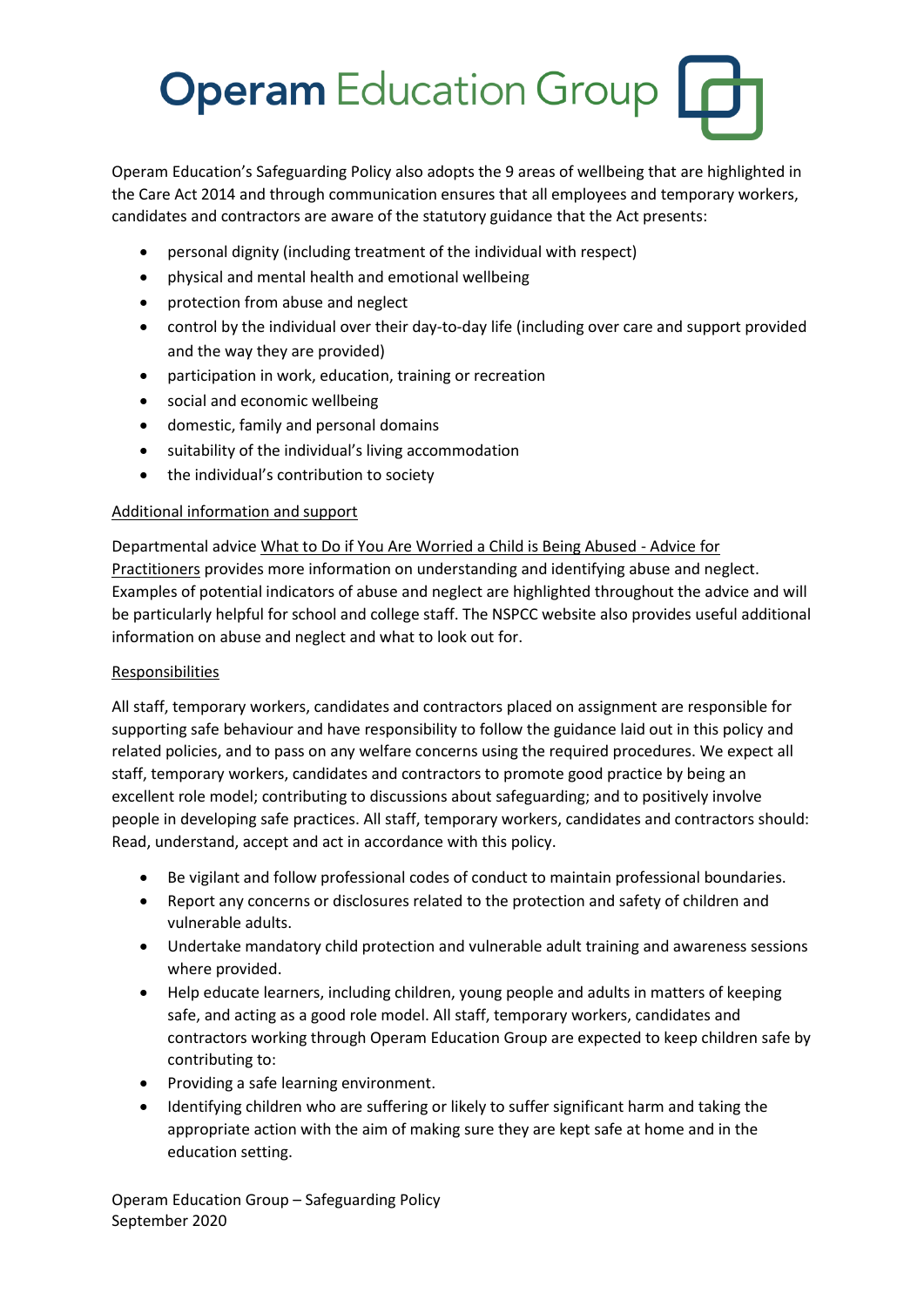Operam Education's Safeguarding Policy also adopts the 9 areas of wellbeing that are highlighted in the Care Act 2014 and through communication ensures that all employees and temporary workers, candidates and contractors are aware of the statutory guidance that the Act presents:

- personal dignity (including treatment of the individual with respect)
- physical and mental health and emotional wellbeing
- protection from abuse and neglect
- control by the individual over their day-to-day life (including over care and support provided and the way they are provided)
- participation in work, education, training or recreation
- social and economic wellbeing
- domestic, family and personal domains
- suitability of the individual's living accommodation
- the individual's contribution to society

Additional information and support

Departmental advice What to Do if You Are Worried a Child is Being Abused - Advice for Practitioners provides more information on understanding and identifying abuse and neglect. Examples of potential indicators of abuse and neglect are highlighted throughout the advice and will be particularly helpful for school and college staff. The NSPCC website also provides useful additional information on abuse and neglect and what to look out for.

Responsibilities

All staff, temporary workers, candidates and contractors placed on assignment are responsible for supporting safe behaviour and have responsibility to follow the guidance laid out in this policy and related policies, and to pass on any welfare concerns using the required procedures. We expect all staff, temporary workers, candidates and contractors to promote good practice by being an excellent role model; contributing to discussions about safeguarding; and to positively involve people in developing safe practices. All staff, temporary workers, candidates and contractors should: Read, understand, accept and act in accordance with this policy.

- Be vigilant and follow professional codes of conduct to maintain professional boundaries.
- Report any concerns or disclosures related to the protection and safety of children and vulnerable adults.
- Undertake mandatory child protection and vulnerable adult training and awareness sessions where provided.
- Help educate learners, including children, young people and adults in matters of keeping safe, and acting as a good role model. All staff, temporary workers, candidates and contractors working through Operam Education Group are expected to keep children safe by contributing to:
- Providing a safe learning environment.
- Identifying children who are suffering or likely to suffer significant harm and taking the appropriate action with the aim of making sure they are kept safe at home and in the education setting.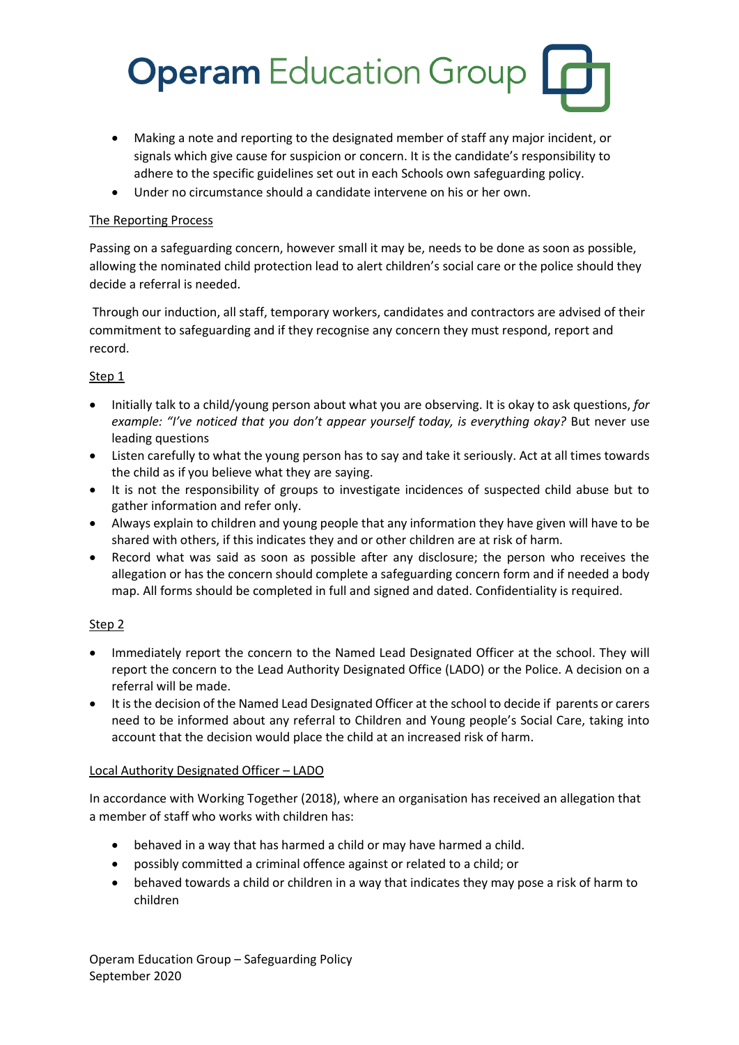- Making a note and reporting to the designated member of staff any major incident, or signals which give cause for suspicion or concern. It is the candidate's responsibility to adhere to the specific guidelines set out in each Schools own safeguarding policy.
- Under no circumstance should a candidate intervene on his or her own.

The Reporting Process

Passing on a safeguarding concern, however small it may be, needs to be done as soon as possible, allowing the nominated child protection lead to alert children's social care or the police should they decide a referral is needed.

Through our induction, all staff, temporary workers, candidates and contractors are advised of their commitment to safeguarding and if they recognise any concern they must respond, report and record.

Step 1

- Initially talk to a child/young person about what you are observing. It is okay to ask questions, *for example: "I've noticed that you don't appear yourself today, is everything okay?* But never use leading questions
- Listen carefully to what the young person has to say and take it seriously. Act at all times towards the child as if you believe what they are saying.
- It is not the responsibility of groups to investigate incidences of suspected child abuse but to gather information and refer only.
- Always explain to children and young people that any information they have given will have to be shared with others, if this indicates they and or other children are at risk of harm.
- Record what was said as soon as possible after any disclosure; the person who receives the allegation or has the concern should complete a safeguarding concern form and if needed a body map. All forms should be completed in full and signed and dated. Confidentiality is required.

Step 2

- Immediately report the concern to the Named Lead Designated Officer at the school. They will report the concern to the Lead Authority Designated Office (LADO) or the Police. A decision on a referral will be made.
- It is the decision of the Named Lead Designated Officer at the school to decide if parents or carers need to be informed about any referral to Children and Young people's Social Care, taking into account that the decision would place the child at an increased risk of harm.

Local Authority Designated Officer – LADO

In accordance with Working Together (2018), where an organisation has received an allegation that a member of staff who works with children has:

- behaved in a way that has harmed a child or may have harmed a child.
- possibly committed a criminal offence against or related to a child; or
- behaved towards a child or children in a way that indicates they may pose a risk of harm to children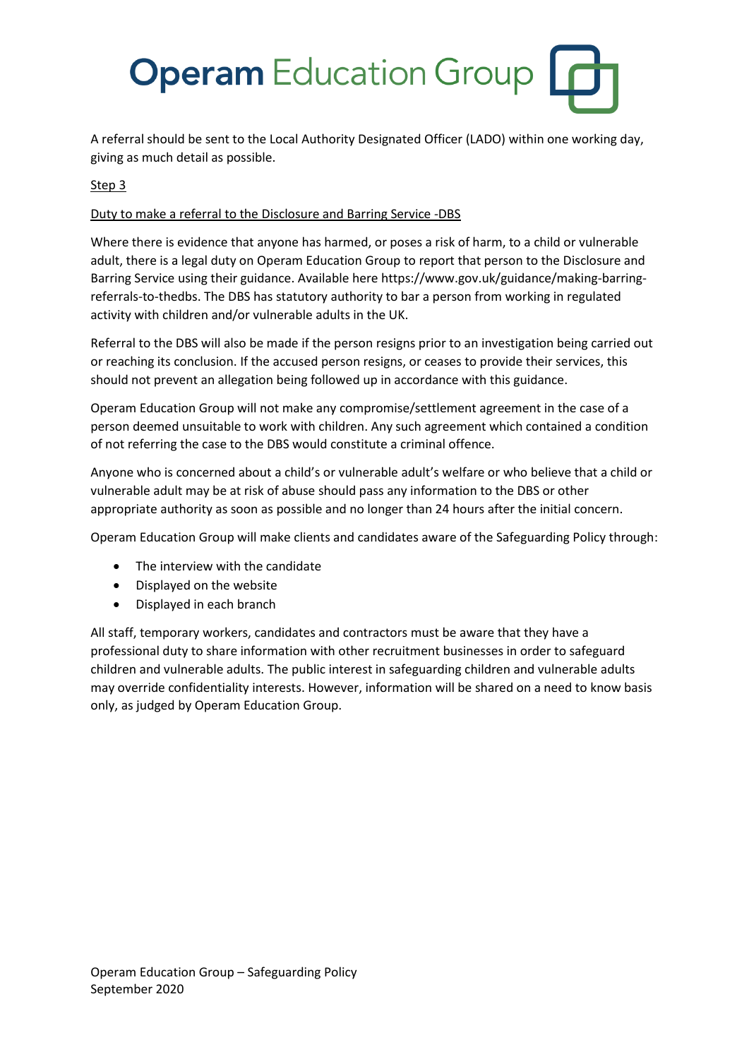A referral should be sent to the Local Authority Designated Officer (LADO) within one working day, giving as much detail as possible.

Step 3

Duty to make a referral to the Disclosure and Barring Service -DBS

Where there is evidence that anyone has harmed, or poses a risk of harm, to a child or vulnerable adult, there is a legal duty on Operam Education Group to report that person to the Disclosure and Barring Service using their guidance. Available here https://www.gov.uk/guidance/making-barring-referrals-to-thedbs. The DBS has statutory authority to bar a person from working in regulated activity with children and/or vulnerable adults in the UK.

Referral to the DBS will also be made if the person resigns prior to an investigation being carried out or reaching its conclusion. If the accused person resigns, or ceases to provide their services, this should not prevent an allegation being followed up in accordance with this guidance.

Operam Education Group will not make any compromise/settlement agreement in the case of a person deemed unsuitable to work with children. Any such agreement which contained a condition of not referring the case to the DBS would constitute a criminal offence.

Anyone who is concerned about a child's or vulnerable adult's welfare or who believe that a child or vulnerable adult may be at risk of abuse should pass any information to the DBS or other appropriate authority as soon as possible and no longer than 24 hours after the initial concern.

Operam Education Group will make clients and candidates aware of the Safeguarding Policy through:

- The interview with the candidate
- Displayed on the website
- Displayed in each branch

All staff, temporary workers, candidates and contractors must be aware that they have a professional duty to share information with other recruitment businesses in order to safeguard children and vulnerable adults. The public interest in safeguarding children and vulnerable adults may override confidentiality interests. However, information will be shared on a need to know basis only, as judged by Operam Education Group.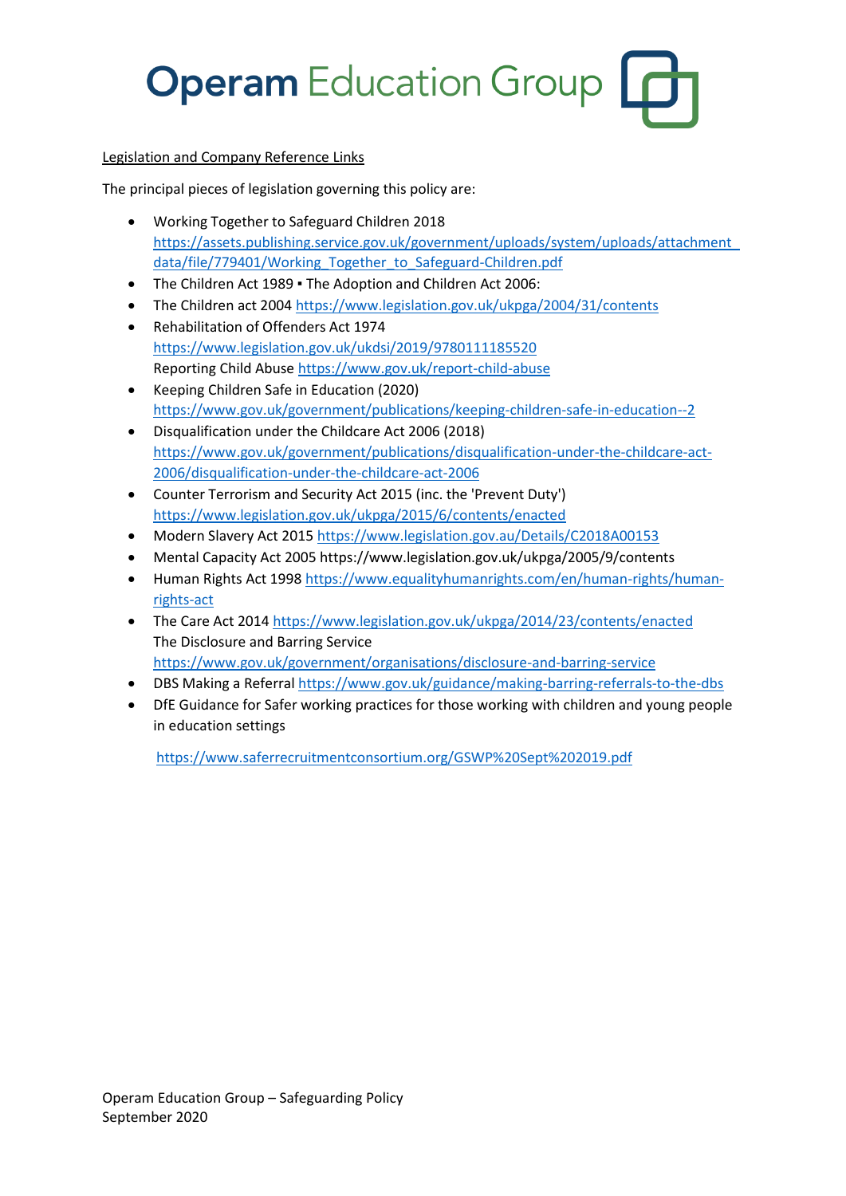Operam Education Group

Legislation and Company Reference Links

The principal pieces of legislation governing this policy are:

- Working Together to Safeguard Children 2018 https://assets.publishing.service.gov.uk/government/uploads/system/uploads/attachment_data/file/779401/Working_Together_to_Safeguard-Children.pdf
- The Children Act 1989 ▪ The Adoption and Children Act 2006:
- The Children act 2004 https://www.legislation.gov.uk/ukpga/2004/31/contents
- Rehabilitation of Offenders Act 1974 https://www.legislation.gov.uk/ukdsi/2019/9780111185520
  Reporting Child Abuse https://www.gov.uk/report-child-abuse
- Keeping Children Safe in Education (2020) https://www.gov.uk/government/publications/keeping-children-safe-in-education--2
- Disqualification under the Childcare Act 2006 (2018) https://www.gov.uk/government/publications/disqualification-under-the-childcare-act-2006/disqualification-under-the-childcare-act-2006
- Counter Terrorism and Security Act 2015 (inc. the 'Prevent Duty') https://www.legislation.gov.uk/ukpga/2015/6/contents/enacted
- Modern Slavery Act 2015 https://www.legislation.gov.au/Details/C2018A00153
- Mental Capacity Act 2005 https://www.legislation.gov.uk/ukpga/2005/9/contents
- Human Rights Act 1998 https://www.equalityhumanrights.com/en/human-rights/human-rights-act
- The Care Act 2014 https://www.legislation.gov.uk/ukpga/2014/23/contents/enacted
  The Disclosure and Barring Service https://www.gov.uk/government/organisations/disclosure-and-barring-service
- DBS Making a Referral https://www.gov.uk/guidance/making-barring-referrals-to-the-dbs
- DfE Guidance for Safer working practices for those working with children and young people in education settings

https://www.saferrecruitmentconsortium.org/GSWP%20Sept%202019.pdf

Operam Education Group – Safeguarding Policy
September 2020